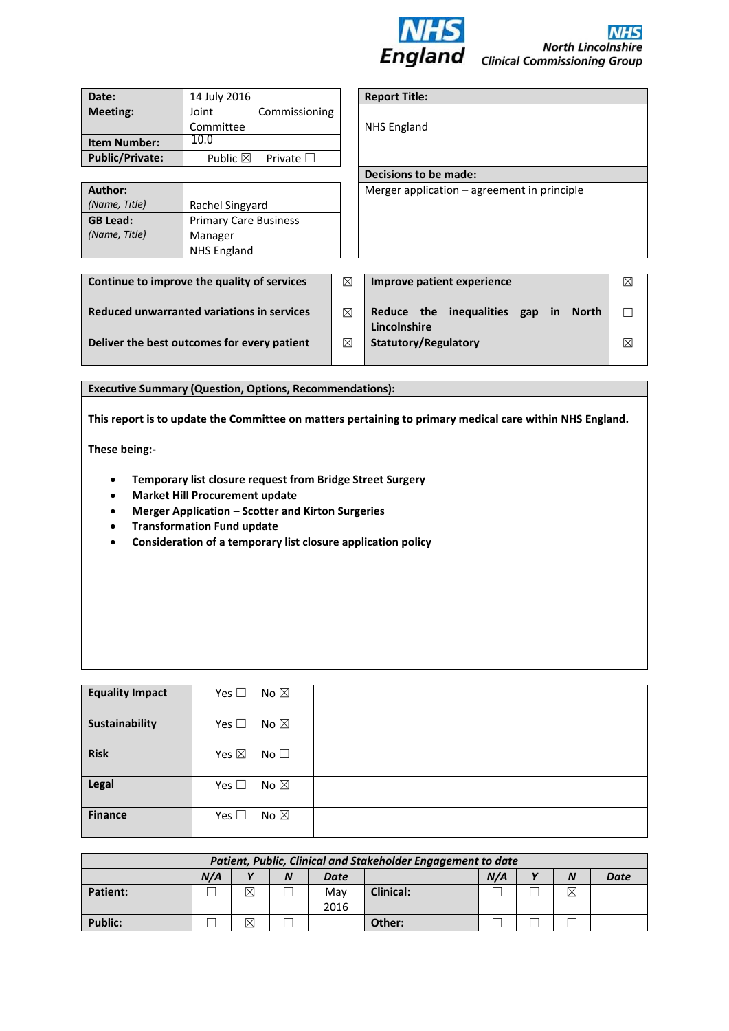NHS England

NHS North Lincolnshire Clinical Commissioning Group

| | |
|---|---|
| **Date:** | 14 July 2016 |
| **Meeting:** | Joint Commissioning Committee |
| **Item Number:** | 10.0 |
| **Public/Private:** | Public ☒ Private ☐ |

| | |
|---|---|
| **Author:** *(Name, Title)* | Rachel Singyard |
| **GB Lead:** *(Name, Title)* | Primary Care Business Manager NHS England |

| **Report Title:** |
|---|
| NHS England |
| **Decisions to be made:** |
| Merger application – agreement in principle |

| | | | |
|---|---|---|---|
| **Continue to improve the quality of services** | ☒ | **Improve patient experience** | ☒ |
| **Reduced unwarranted variations in services** | ☒ | **Reduce the inequalities gap in North Lincolnshire** | ☐ |
| **Deliver the best outcomes for every patient** | ☒ | **Statutory/Regulatory** | ☒ |

**Executive Summary (Question, Options, Recommendations):**

**This report is to update the Committee on matters pertaining to primary medical care within NHS England.**

**These being:-**

- **Temporary list closure request from Bridge Street Surgery**
- **Market Hill Procurement update**
- **Merger Application – Scotter and Kirton Surgeries**
- **Transformation Fund update**
- **Consideration of a temporary list closure application policy**

| | | |
|---|---|---|
| **Equality Impact** | Yes ☐ No ☒ | |
| **Sustainability** | Yes ☐ No ☒ | |
| **Risk** | Yes ☒ No ☐ | |
| **Legal** | Yes ☐ No ☒ | |
| **Finance** | Yes ☐ No ☒ | |

| *Patient, Public, Clinical and Stakeholder Engagement to date* | | | | | | | | | |
|---|---|---|---|---|---|---|---|---|---|
| | ***N/A*** | ***Y*** | ***N*** | ***Date*** | | ***N/A*** | ***Y*** | ***N*** | ***Date*** |
| **Patient:** | ☐ | ☒ | ☐ | May 2016 | **Clinical:** | ☐ | ☐ | ☒ | |
| **Public:** | ☐ | ☒ | ☐ | | **Other:** | ☐ | ☐ | ☐ | |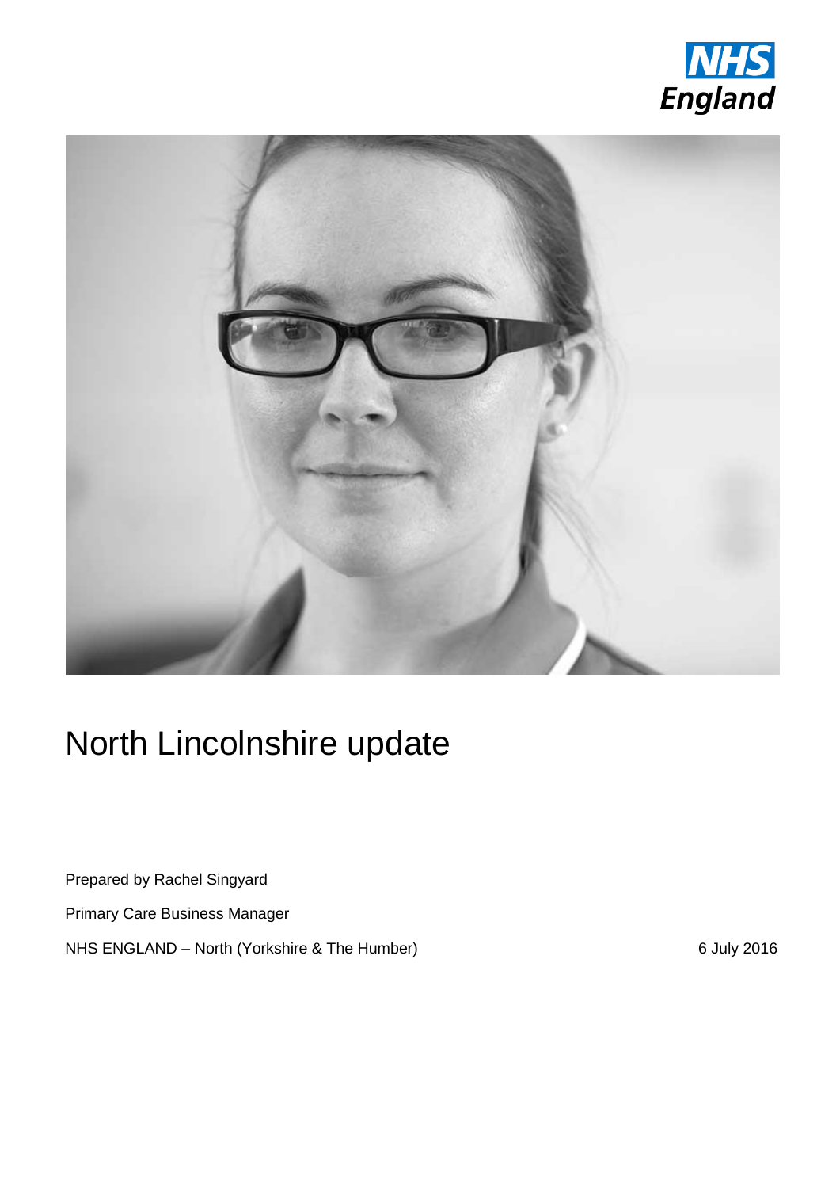NHS England

# North Lincolnshire update

Prepared by Rachel Singyard

Primary Care Business Manager

NHS ENGLAND – North (Yorkshire & The Humber)

6 July 2016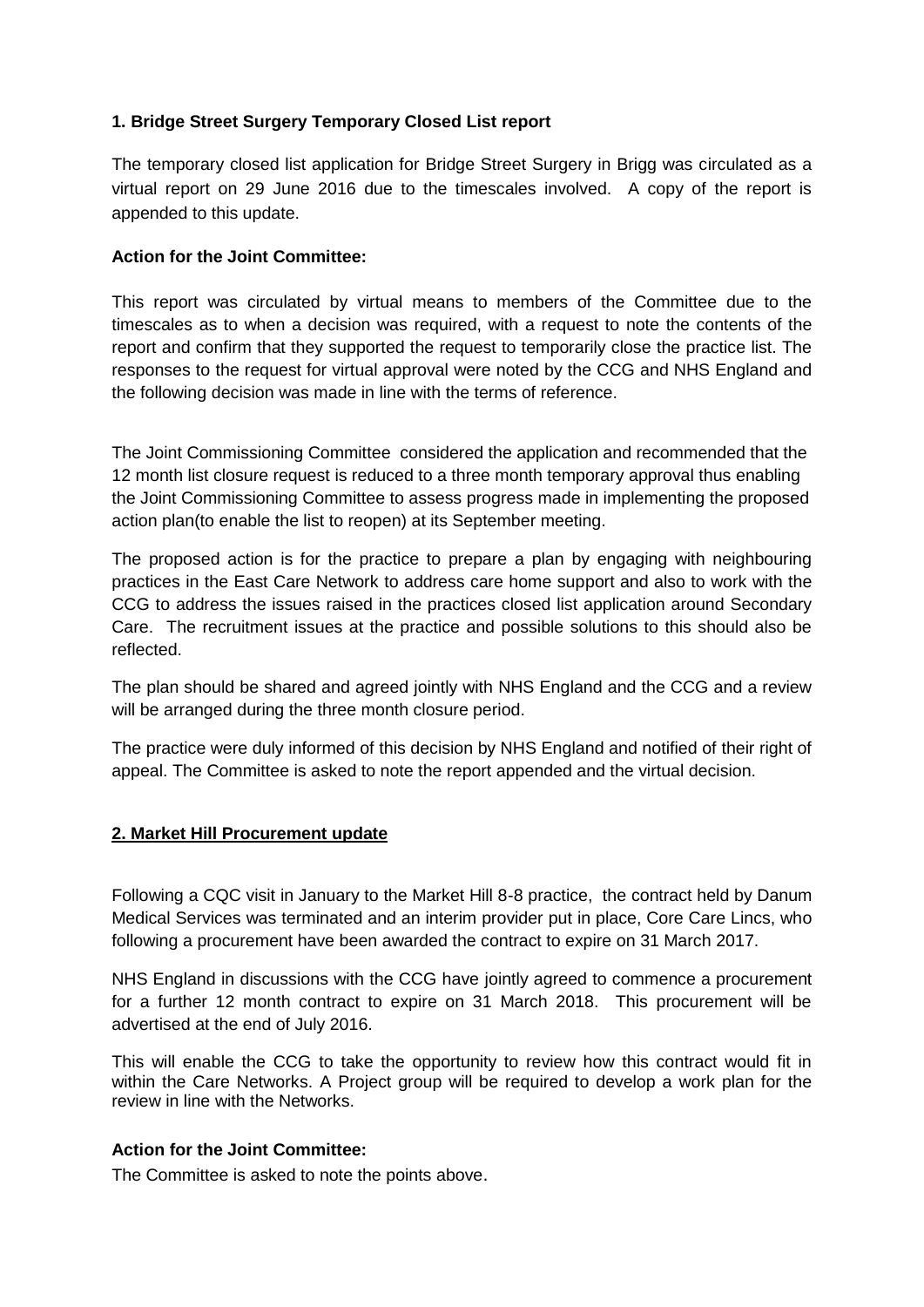**1. Bridge Street Surgery Temporary Closed List report**

The temporary closed list application for Bridge Street Surgery in Brigg was circulated as a virtual report on 29 June 2016 due to the timescales involved. A copy of the report is appended to this update.

**Action for the Joint Committee:**

This report was circulated by virtual means to members of the Committee due to the timescales as to when a decision was required, with a request to note the contents of the report and confirm that they supported the request to temporarily close the practice list. The responses to the request for virtual approval were noted by the CCG and NHS England and the following decision was made in line with the terms of reference.

The Joint Commissioning Committee considered the application and recommended that the 12 month list closure request is reduced to a three month temporary approval thus enabling the Joint Commissioning Committee to assess progress made in implementing the proposed action plan(to enable the list to reopen) at its September meeting.

The proposed action is for the practice to prepare a plan by engaging with neighbouring practices in the East Care Network to address care home support and also to work with the CCG to address the issues raised in the practices closed list application around Secondary Care. The recruitment issues at the practice and possible solutions to this should also be reflected.

The plan should be shared and agreed jointly with NHS England and the CCG and a review will be arranged during the three month closure period.

The practice were duly informed of this decision by NHS England and notified of their right of appeal. The Committee is asked to note the report appended and the virtual decision.

**2. Market Hill Procurement update**

Following a CQC visit in January to the Market Hill 8-8 practice, the contract held by Danum Medical Services was terminated and an interim provider put in place, Core Care Lincs, who following a procurement have been awarded the contract to expire on 31 March 2017.

NHS England in discussions with the CCG have jointly agreed to commence a procurement for a further 12 month contract to expire on 31 March 2018. This procurement will be advertised at the end of July 2016.

This will enable the CCG to take the opportunity to review how this contract would fit in within the Care Networks. A Project group will be required to develop a work plan for the review in line with the Networks.

**Action for the Joint Committee:**

The Committee is asked to note the points above.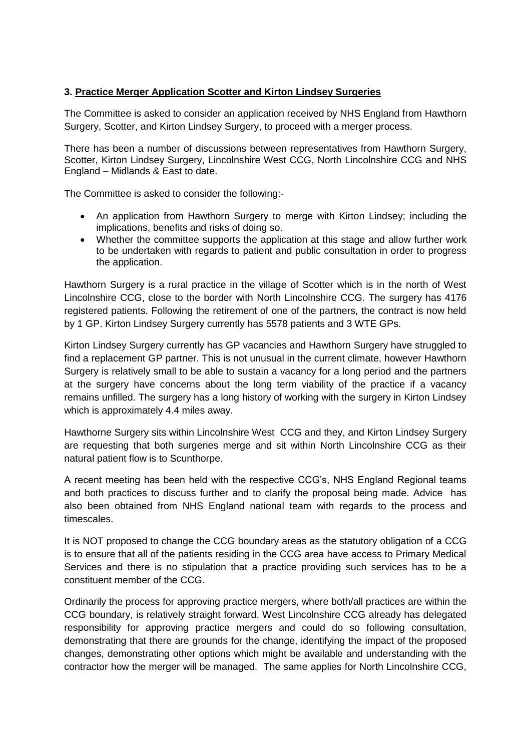**3. <u>Practice Merger Application Scotter and Kirton Lindsey Surgeries</u>**

The Committee is asked to consider an application received by NHS England from Hawthorn Surgery, Scotter, and Kirton Lindsey Surgery, to proceed with a merger process.

There has been a number of discussions between representatives from Hawthorn Surgery, Scotter, Kirton Lindsey Surgery, Lincolnshire West CCG, North Lincolnshire CCG and NHS England – Midlands & East to date.

The Committee is asked to consider the following:-

- An application from Hawthorn Surgery to merge with Kirton Lindsey; including the implications, benefits and risks of doing so.
- Whether the committee supports the application at this stage and allow further work to be undertaken with regards to patient and public consultation in order to progress the application.

Hawthorn Surgery is a rural practice in the village of Scotter which is in the north of West Lincolnshire CCG, close to the border with North Lincolnshire CCG. The surgery has 4176 registered patients. Following the retirement of one of the partners, the contract is now held by 1 GP. Kirton Lindsey Surgery currently has 5578 patients and 3 WTE GPs.

Kirton Lindsey Surgery currently has GP vacancies and Hawthorn Surgery have struggled to find a replacement GP partner. This is not unusual in the current climate, however Hawthorn Surgery is relatively small to be able to sustain a vacancy for a long period and the partners at the surgery have concerns about the long term viability of the practice if a vacancy remains unfilled. The surgery has a long history of working with the surgery in Kirton Lindsey which is approximately 4.4 miles away.

Hawthorne Surgery sits within Lincolnshire West CCG and they, and Kirton Lindsey Surgery are requesting that both surgeries merge and sit within North Lincolnshire CCG as their natural patient flow is to Scunthorpe.

A recent meeting has been held with the respective CCG's, NHS England Regional teams and both practices to discuss further and to clarify the proposal being made. Advice has also been obtained from NHS England national team with regards to the process and timescales.

It is NOT proposed to change the CCG boundary areas as the statutory obligation of a CCG is to ensure that all of the patients residing in the CCG area have access to Primary Medical Services and there is no stipulation that a practice providing such services has to be a constituent member of the CCG.

Ordinarily the process for approving practice mergers, where both/all practices are within the CCG boundary, is relatively straight forward. West Lincolnshire CCG already has delegated responsibility for approving practice mergers and could do so following consultation, demonstrating that there are grounds for the change, identifying the impact of the proposed changes, demonstrating other options which might be available and understanding with the contractor how the merger will be managed. The same applies for North Lincolnshire CCG,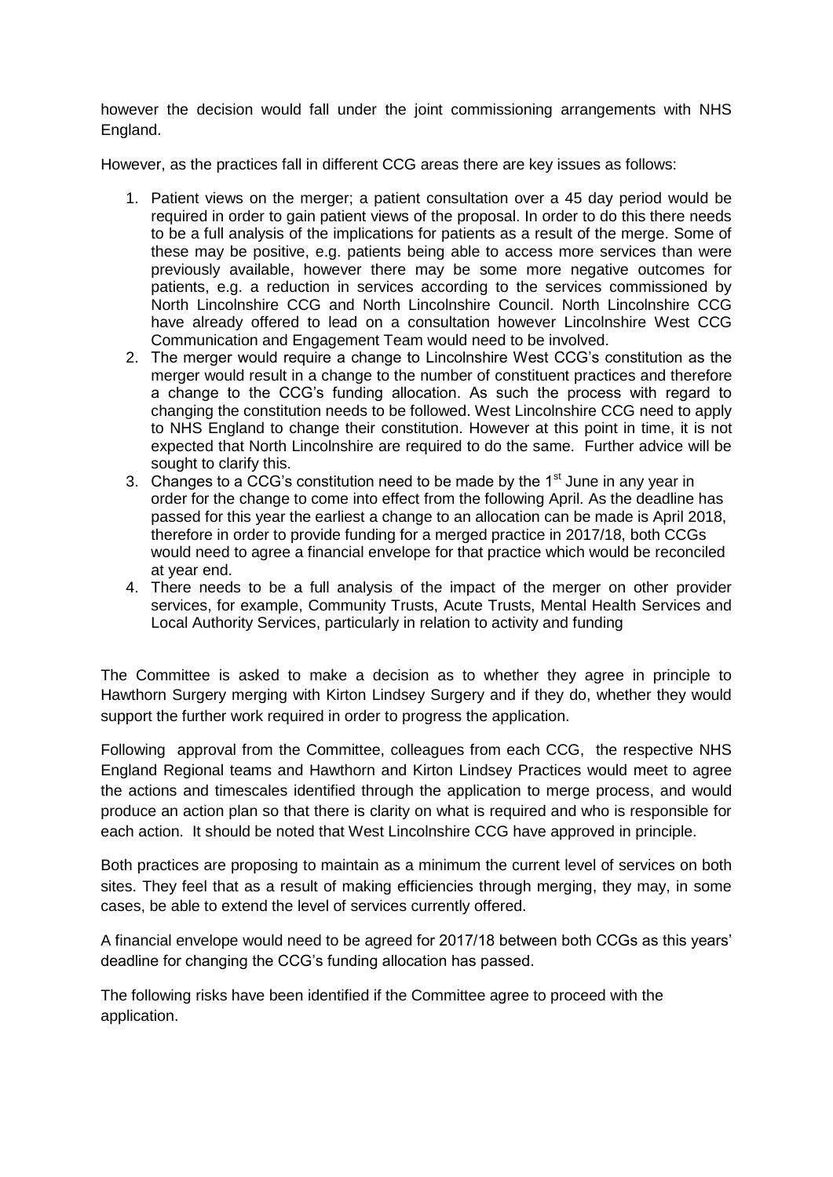however the decision would fall under the joint commissioning arrangements with NHS England.

However, as the practices fall in different CCG areas there are key issues as follows:

1. Patient views on the merger; a patient consultation over a 45 day period would be required in order to gain patient views of the proposal. In order to do this there needs to be a full analysis of the implications for patients as a result of the merge. Some of these may be positive, e.g. patients being able to access more services than were previously available, however there may be some more negative outcomes for patients, e.g. a reduction in services according to the services commissioned by North Lincolnshire CCG and North Lincolnshire Council. North Lincolnshire CCG have already offered to lead on a consultation however Lincolnshire West CCG Communication and Engagement Team would need to be involved.
2. The merger would require a change to Lincolnshire West CCG's constitution as the merger would result in a change to the number of constituent practices and therefore a change to the CCG's funding allocation. As such the process with regard to changing the constitution needs to be followed. West Lincolnshire CCG need to apply to NHS England to change their constitution. However at this point in time, it is not expected that North Lincolnshire are required to do the same. Further advice will be sought to clarify this.
3. Changes to a CCG's constitution need to be made by the 1st June in any year in order for the change to come into effect from the following April. As the deadline has passed for this year the earliest a change to an allocation can be made is April 2018, therefore in order to provide funding for a merged practice in 2017/18, both CCGs would need to agree a financial envelope for that practice which would be reconciled at year end.
4. There needs to be a full analysis of the impact of the merger on other provider services, for example, Community Trusts, Acute Trusts, Mental Health Services and Local Authority Services, particularly in relation to activity and funding

The Committee is asked to make a decision as to whether they agree in principle to Hawthorn Surgery merging with Kirton Lindsey Surgery and if they do, whether they would support the further work required in order to progress the application.

Following approval from the Committee, colleagues from each CCG, the respective NHS England Regional teams and Hawthorn and Kirton Lindsey Practices would meet to agree the actions and timescales identified through the application to merge process, and would produce an action plan so that there is clarity on what is required and who is responsible for each action. It should be noted that West Lincolnshire CCG have approved in principle.

Both practices are proposing to maintain as a minimum the current level of services on both sites. They feel that as a result of making efficiencies through merging, they may, in some cases, be able to extend the level of services currently offered.

A financial envelope would need to be agreed for 2017/18 between both CCGs as this years' deadline for changing the CCG's funding allocation has passed.

The following risks have been identified if the Committee agree to proceed with the application.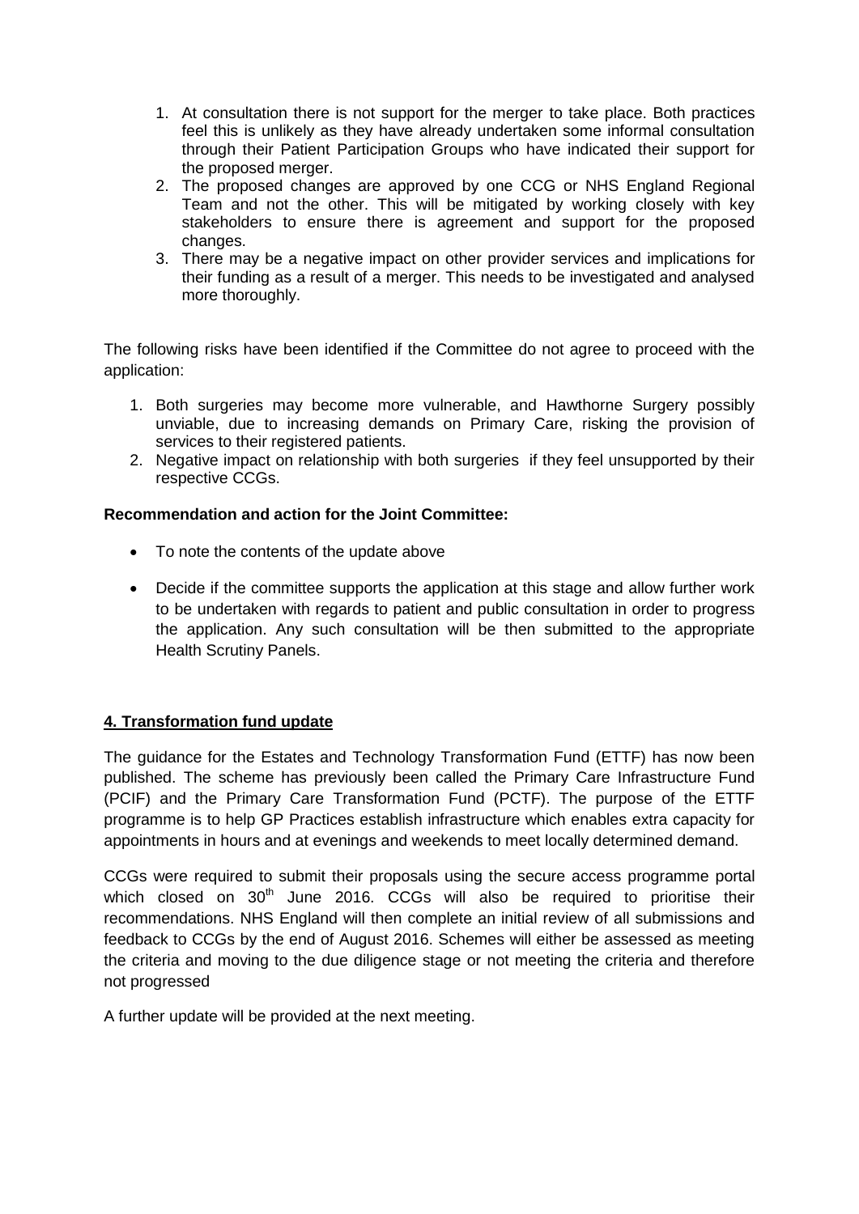1. At consultation there is not support for the merger to take place. Both practices feel this is unlikely as they have already undertaken some informal consultation through their Patient Participation Groups who have indicated their support for the proposed merger.
2. The proposed changes are approved by one CCG or NHS England Regional Team and not the other. This will be mitigated by working closely with key stakeholders to ensure there is agreement and support for the proposed changes.
3. There may be a negative impact on other provider services and implications for their funding as a result of a merger. This needs to be investigated and analysed more thoroughly.

The following risks have been identified if the Committee do not agree to proceed with the application:

1. Both surgeries may become more vulnerable, and Hawthorne Surgery possibly unviable, due to increasing demands on Primary Care, risking the provision of services to their registered patients.
2. Negative impact on relationship with both surgeries if they feel unsupported by their respective CCGs.

**Recommendation and action for the Joint Committee:**

- To note the contents of the update above
- Decide if the committee supports the application at this stage and allow further work to be undertaken with regards to patient and public consultation in order to progress the application. Any such consultation will be then submitted to the appropriate Health Scrutiny Panels.

**4. Transformation fund update**

The guidance for the Estates and Technology Transformation Fund (ETTF) has now been published. The scheme has previously been called the Primary Care Infrastructure Fund (PCIF) and the Primary Care Transformation Fund (PCTF). The purpose of the ETTF programme is to help GP Practices establish infrastructure which enables extra capacity for appointments in hours and at evenings and weekends to meet locally determined demand.

CCGs were required to submit their proposals using the secure access programme portal which closed on 30th June 2016. CCGs will also be required to prioritise their recommendations. NHS England will then complete an initial review of all submissions and feedback to CCGs by the end of August 2016. Schemes will either be assessed as meeting the criteria and moving to the due diligence stage or not meeting the criteria and therefore not progressed

A further update will be provided at the next meeting.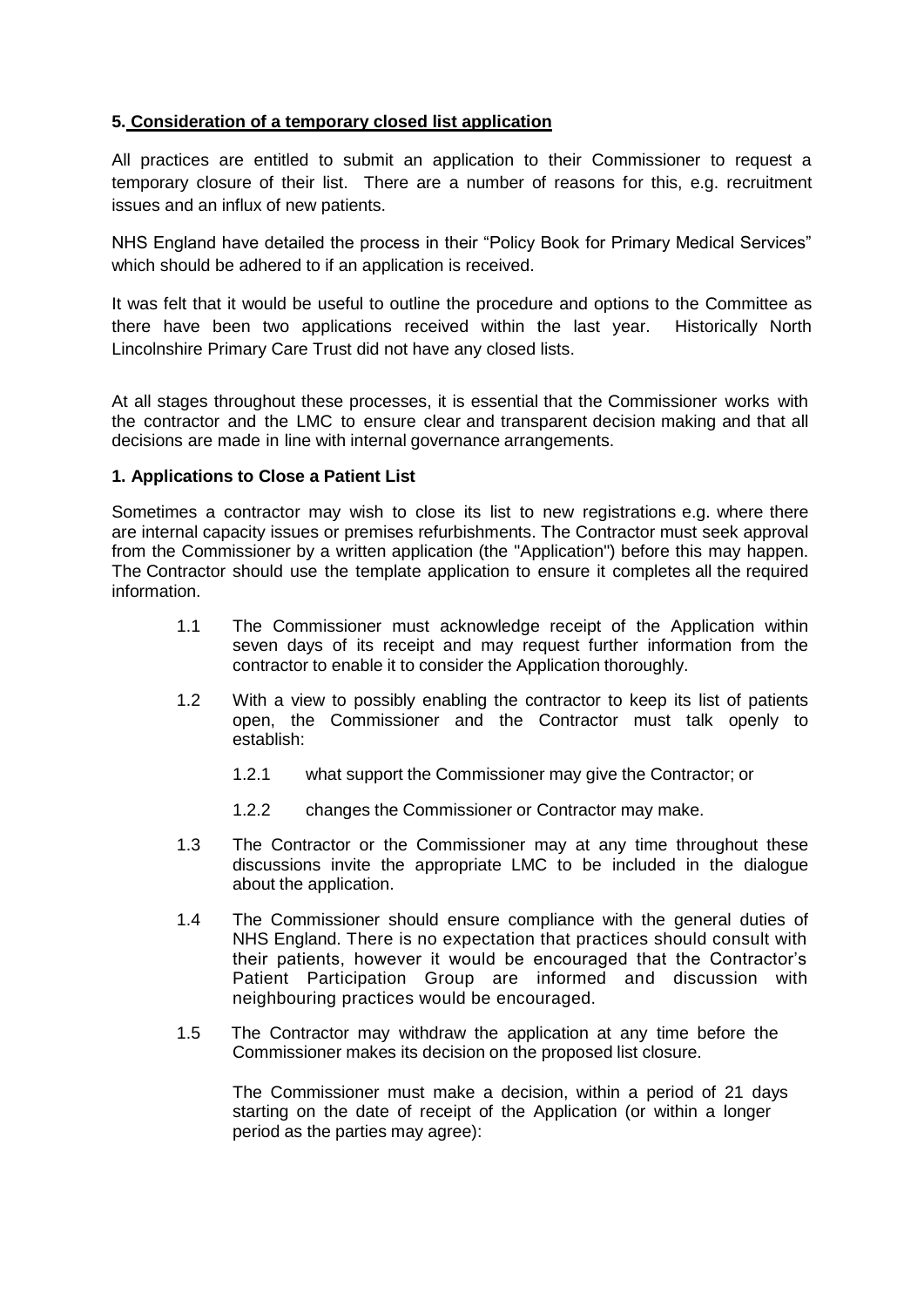## 5. Consideration of a temporary closed list application

All practices are entitled to submit an application to their Commissioner to request a temporary closure of their list. There are a number of reasons for this, e.g. recruitment issues and an influx of new patients.

NHS England have detailed the process in their "Policy Book for Primary Medical Services" which should be adhered to if an application is received.

It was felt that it would be useful to outline the procedure and options to the Committee as there have been two applications received within the last year. Historically North Lincolnshire Primary Care Trust did not have any closed lists.

At all stages throughout these processes, it is essential that the Commissioner works with the contractor and the LMC to ensure clear and transparent decision making and that all decisions are made in line with internal governance arrangements.

### 1. Applications to Close a Patient List

Sometimes a contractor may wish to close its list to new registrations e.g. where there are internal capacity issues or premises refurbishments. The Contractor must seek approval from the Commissioner by a written application (the "Application") before this may happen. The Contractor should use the template application to ensure it completes all the required information.

1.1 The Commissioner must acknowledge receipt of the Application within seven days of its receipt and may request further information from the contractor to enable it to consider the Application thoroughly.

1.2 With a view to possibly enabling the contractor to keep its list of patients open, the Commissioner and the Contractor must talk openly to establish:

1.2.1 what support the Commissioner may give the Contractor; or

1.2.2 changes the Commissioner or Contractor may make.

1.3 The Contractor or the Commissioner may at any time throughout these discussions invite the appropriate LMC to be included in the dialogue about the application.

1.4 The Commissioner should ensure compliance with the general duties of NHS England. There is no expectation that practices should consult with their patients, however it would be encouraged that the Contractor's Patient Participation Group are informed and discussion with neighbouring practices would be encouraged.

1.5 The Contractor may withdraw the application at any time before the Commissioner makes its decision on the proposed list closure.

The Commissioner must make a decision, within a period of 21 days starting on the date of receipt of the Application (or within a longer period as the parties may agree):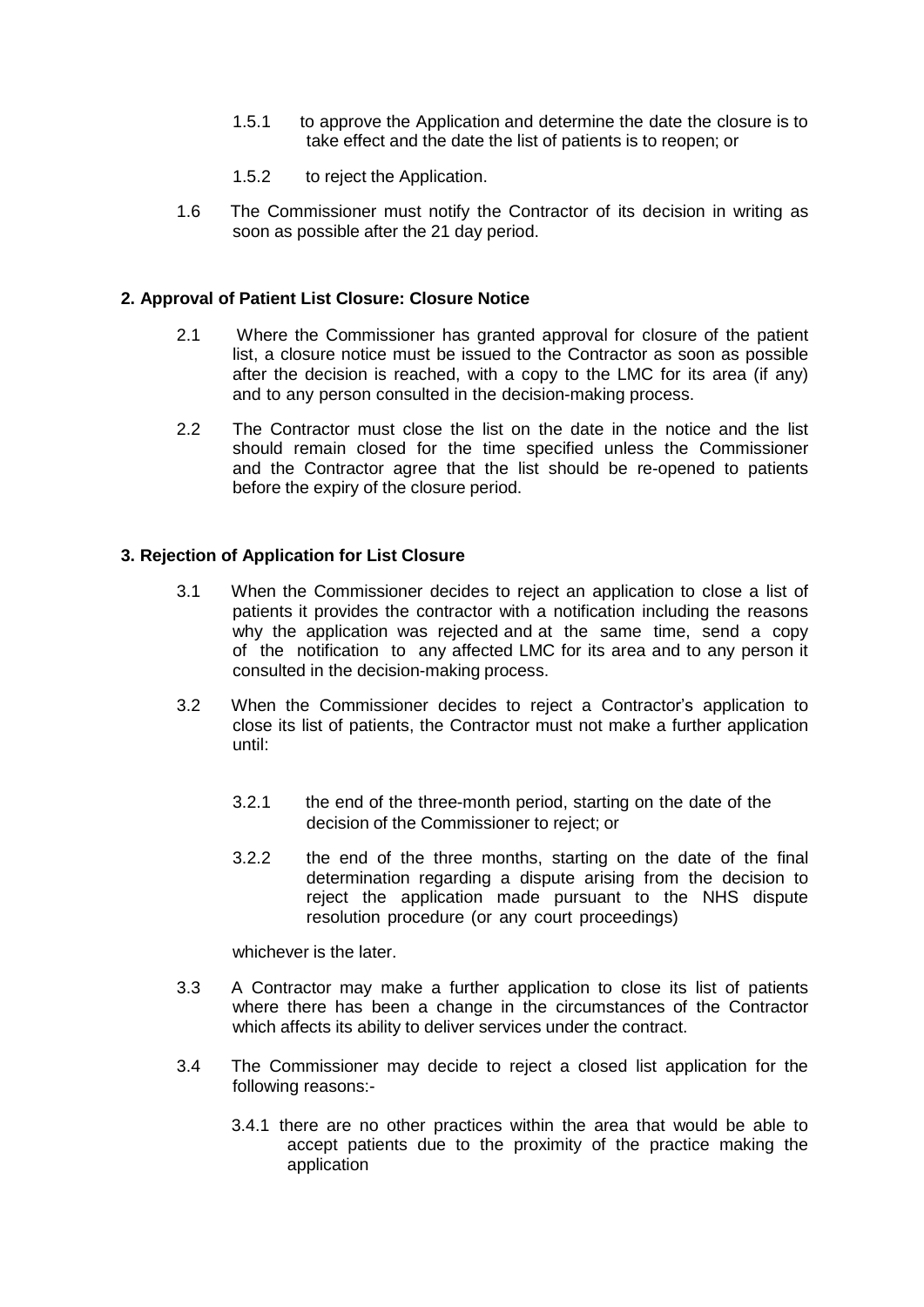1.5.1 to approve the Application and determine the date the closure is to take effect and the date the list of patients is to reopen; or

1.5.2 to reject the Application.

1.6 The Commissioner must notify the Contractor of its decision in writing as soon as possible after the 21 day period.

## 2. Approval of Patient List Closure: Closure Notice

2.1 Where the Commissioner has granted approval for closure of the patient list, a closure notice must be issued to the Contractor as soon as possible after the decision is reached, with a copy to the LMC for its area (if any) and to any person consulted in the decision-making process.

2.2 The Contractor must close the list on the date in the notice and the list should remain closed for the time specified unless the Commissioner and the Contractor agree that the list should be re-opened to patients before the expiry of the closure period.

## 3. Rejection of Application for List Closure

3.1 When the Commissioner decides to reject an application to close a list of patients it provides the contractor with a notification including the reasons why the application was rejected and at the same time, send a copy of the notification to any affected LMC for its area and to any person it consulted in the decision-making process.

3.2 When the Commissioner decides to reject a Contractor's application to close its list of patients, the Contractor must not make a further application until:

3.2.1 the end of the three-month period, starting on the date of the decision of the Commissioner to reject; or

3.2.2 the end of the three months, starting on the date of the final determination regarding a dispute arising from the decision to reject the application made pursuant to the NHS dispute resolution procedure (or any court proceedings)

whichever is the later.

3.3 A Contractor may make a further application to close its list of patients where there has been a change in the circumstances of the Contractor which affects its ability to deliver services under the contract.

3.4 The Commissioner may decide to reject a closed list application for the following reasons:-

3.4.1 there are no other practices within the area that would be able to accept patients due to the proximity of the practice making the application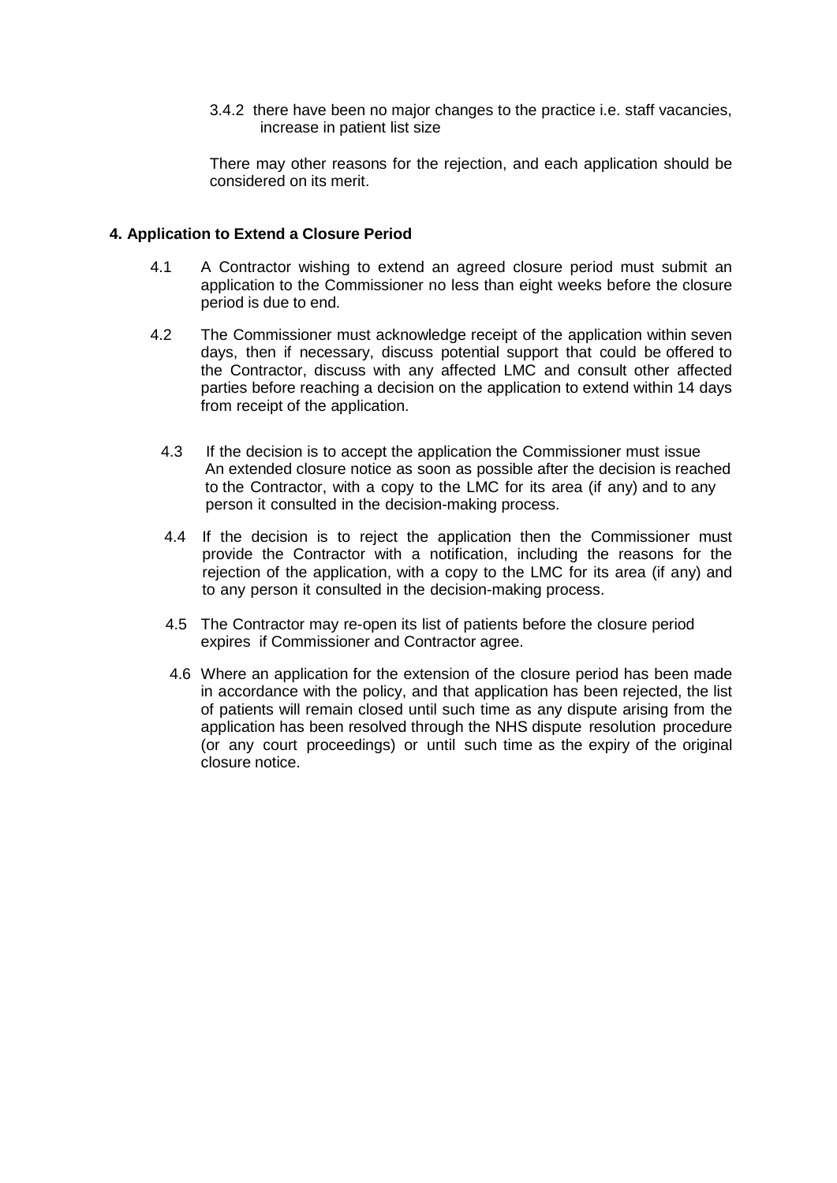3.4.2 there have been no major changes to the practice i.e. staff vacancies, increase in patient list size

There may other reasons for the rejection, and each application should be considered on its merit.

## 4. Application to Extend a Closure Period

4.1 A Contractor wishing to extend an agreed closure period must submit an application to the Commissioner no less than eight weeks before the closure period is due to end.

4.2 The Commissioner must acknowledge receipt of the application within seven days, then if necessary, discuss potential support that could be offered to the Contractor, discuss with any affected LMC and consult other affected parties before reaching a decision on the application to extend within 14 days from receipt of the application.

4.3 If the decision is to accept the application the Commissioner must issue An extended closure notice as soon as possible after the decision is reached to the Contractor, with a copy to the LMC for its area (if any) and to any person it consulted in the decision-making process.

4.4 If the decision is to reject the application then the Commissioner must provide the Contractor with a notification, including the reasons for the rejection of the application, with a copy to the LMC for its area (if any) and to any person it consulted in the decision-making process.

4.5 The Contractor may re-open its list of patients before the closure period expires if Commissioner and Contractor agree.

4.6 Where an application for the extension of the closure period has been made in accordance with the policy, and that application has been rejected, the list of patients will remain closed until such time as any dispute arising from the application has been resolved through the NHS dispute resolution procedure (or any court proceedings) or until such time as the expiry of the original closure notice.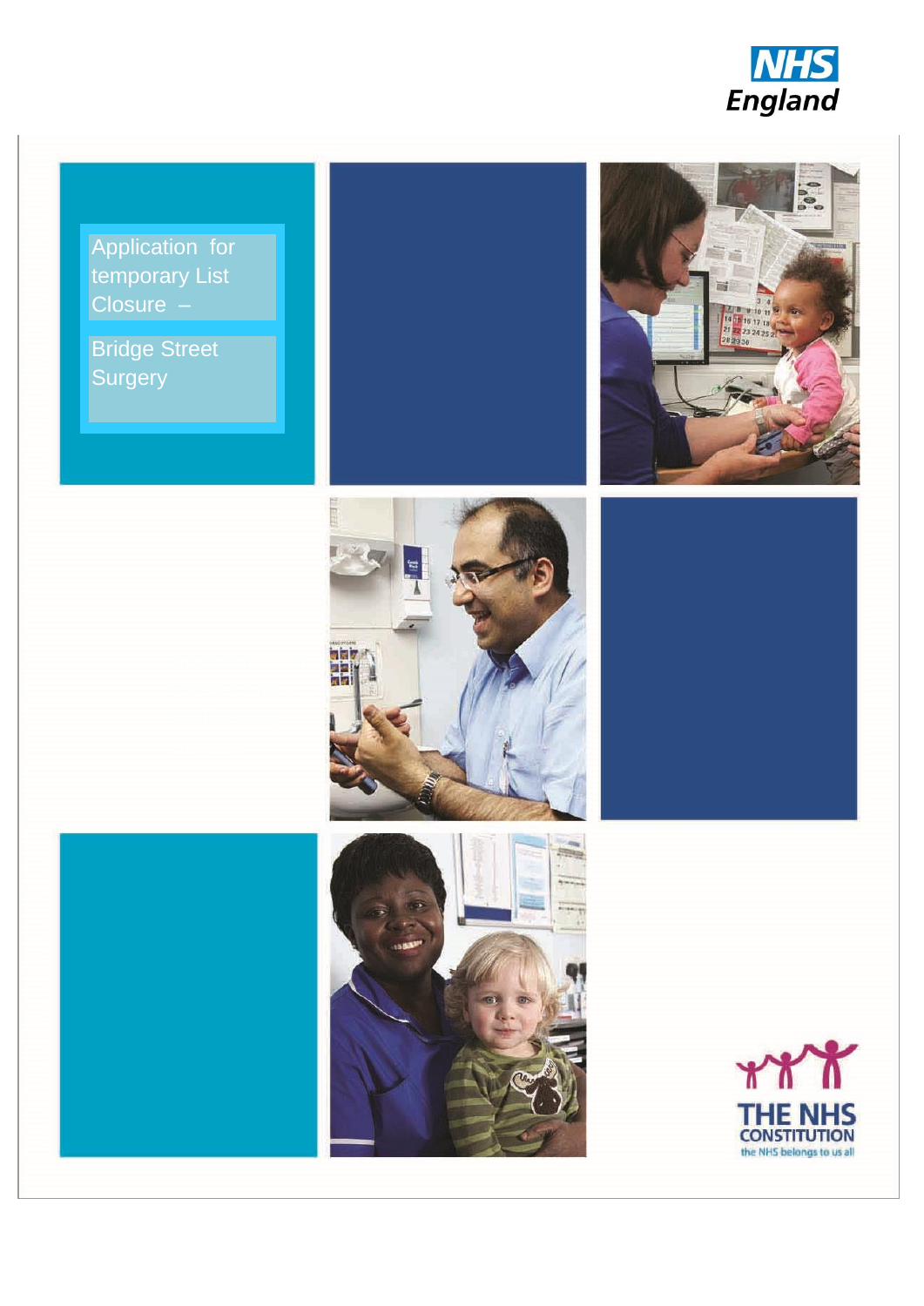# Application for temporary List Closure – Bridge Street Surgery

THE NHS CONSTITUTION

the NHS belongs to us all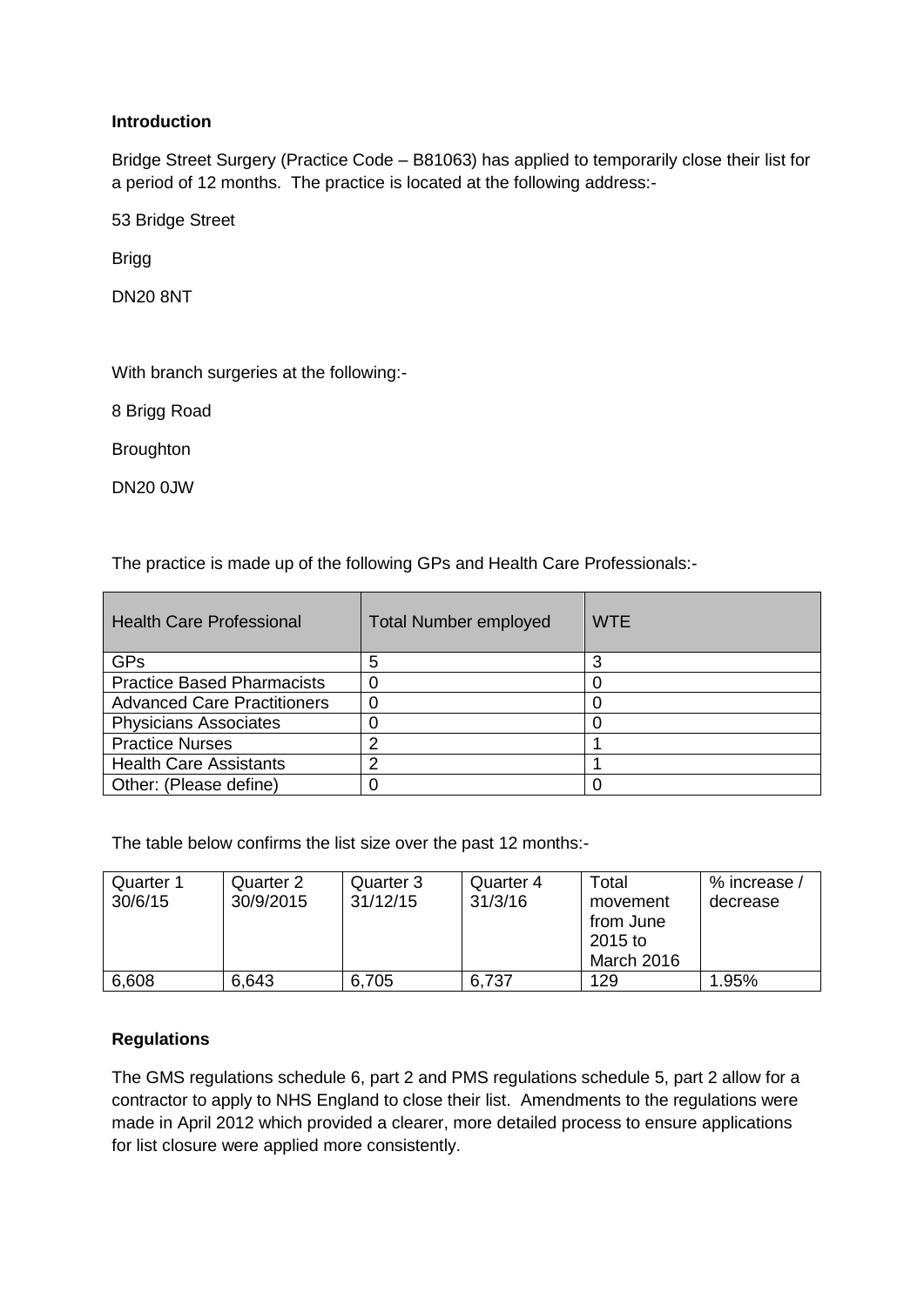**Introduction**

Bridge Street Surgery (Practice Code – B81063) has applied to temporarily close their list for a period of 12 months. The practice is located at the following address:-

53 Bridge Street

Brigg

DN20 8NT

With branch surgeries at the following:-

8 Brigg Road

Broughton

DN20 0JW

The practice is made up of the following GPs and Health Care Professionals:-

| Health Care Professional | Total Number employed | WTE |
|---|---|---|
| GPs | 5 | 3 |
| Practice Based Pharmacists | 0 | 0 |
| Advanced Care Practitioners | 0 | 0 |
| Physicians Associates | 0 | 0 |
| Practice Nurses | 2 | 1 |
| Health Care Assistants | 2 | 1 |
| Other: (Please define) | 0 | 0 |

The table below confirms the list size over the past 12 months:-

| Quarter 1 30/6/15 | Quarter 2 30/9/2015 | Quarter 3 31/12/15 | Quarter 4 31/3/16 | Total movement from June 2015 to March 2016 | % increase / decrease |
|---|---|---|---|---|---|
| 6,608 | 6,643 | 6,705 | 6,737 | 129 | 1.95% |

**Regulations**

The GMS regulations schedule 6, part 2 and PMS regulations schedule 5, part 2 allow for a contractor to apply to NHS England to close their list. Amendments to the regulations were made in April 2012 which provided a clearer, more detailed process to ensure applications for list closure were applied more consistently.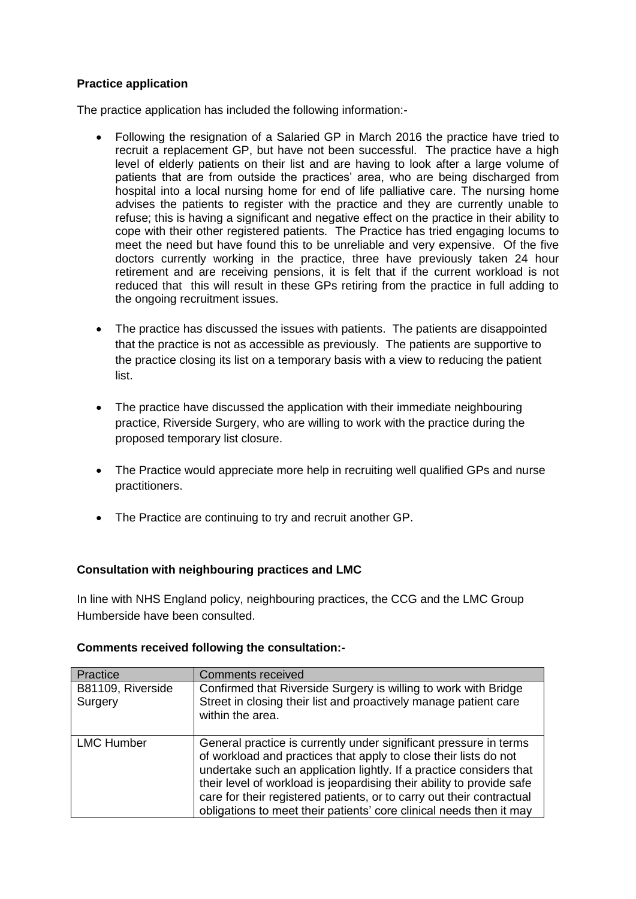**Practice application**

The practice application has included the following information:-

- Following the resignation of a Salaried GP in March 2016 the practice have tried to recruit a replacement GP, but have not been successful. The practice have a high level of elderly patients on their list and are having to look after a large volume of patients that are from outside the practices' area, who are being discharged from hospital into a local nursing home for end of life palliative care. The nursing home advises the patients to register with the practice and they are currently unable to refuse; this is having a significant and negative effect on the practice in their ability to cope with their other registered patients. The Practice has tried engaging locums to meet the need but have found this to be unreliable and very expensive. Of the five doctors currently working in the practice, three have previously taken 24 hour retirement and are receiving pensions, it is felt that if the current workload is not reduced that this will result in these GPs retiring from the practice in full adding to the ongoing recruitment issues.

- The practice has discussed the issues with patients. The patients are disappointed that the practice is not as accessible as previously. The patients are supportive to the practice closing its list on a temporary basis with a view to reducing the patient list.

- The practice have discussed the application with their immediate neighbouring practice, Riverside Surgery, who are willing to work with the practice during the proposed temporary list closure.

- The Practice would appreciate more help in recruiting well qualified GPs and nurse practitioners.

- The Practice are continuing to try and recruit another GP.

**Consultation with neighbouring practices and LMC**

In line with NHS England policy, neighbouring practices, the CCG and the LMC Group Humberside have been consulted.

**Comments received following the consultation:-**

| Practice | Comments received |
|---|---|
| B81109, Riverside Surgery | Confirmed that Riverside Surgery is willing to work with Bridge Street in closing their list and proactively manage patient care within the area. |
| LMC Humber | General practice is currently under significant pressure in terms of workload and practices that apply to close their lists do not undertake such an application lightly. If a practice considers that their level of workload is jeopardising their ability to provide safe care for their registered patients, or to carry out their contractual obligations to meet their patients' core clinical needs then it may |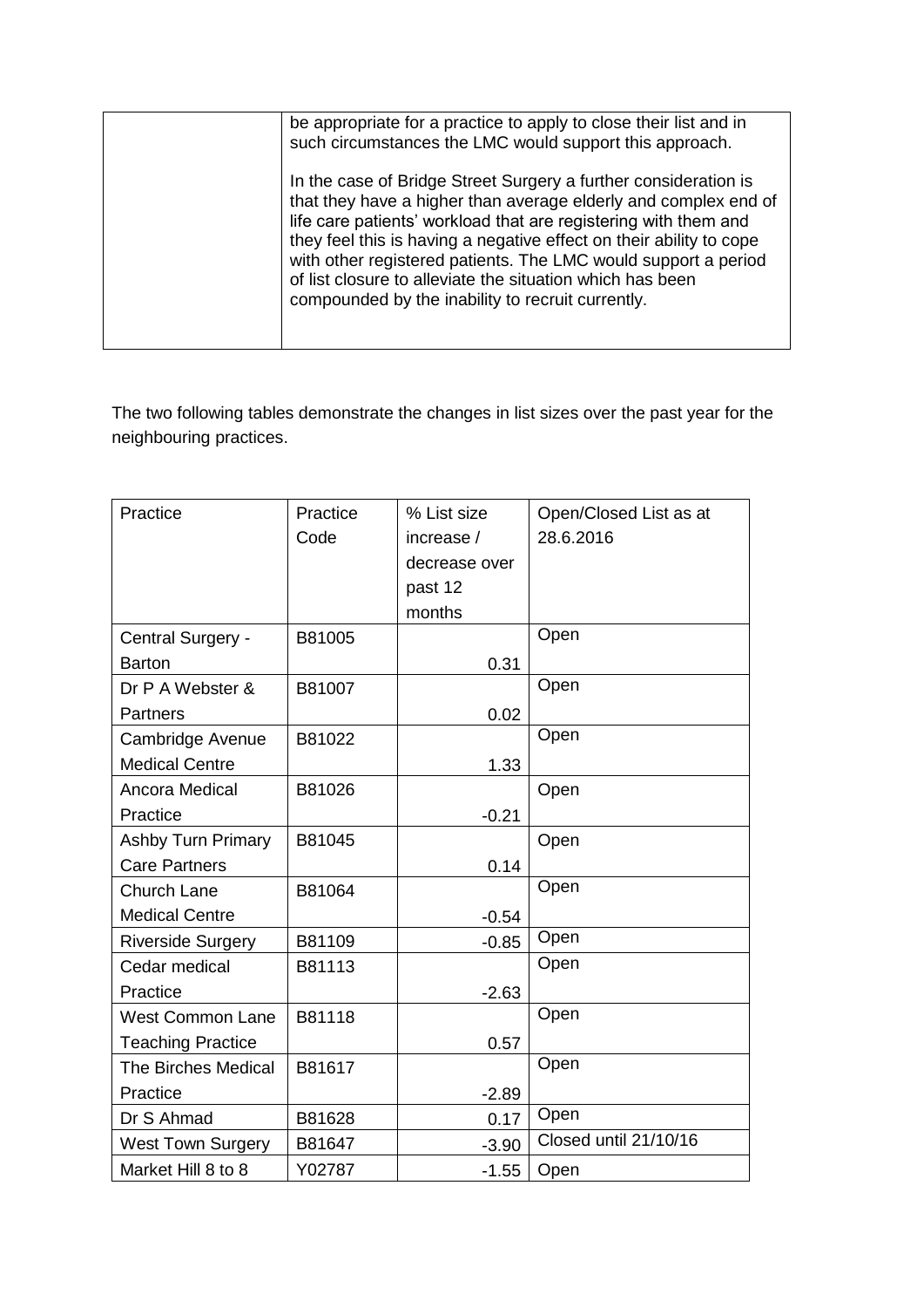| | be appropriate for a practice to apply to close their list and in such circumstances the LMC would support this approach.<br><br>In the case of Bridge Street Surgery a further consideration is that they have a higher than average elderly and complex end of life care patients' workload that are registering with them and they feel this is having a negative effect on their ability to cope with other registered patients. The LMC would support a period of list closure to alleviate the situation which has been compounded by the inability to recruit currently. |
|---|---|

The two following tables demonstrate the changes in list sizes over the past year for the neighbouring practices.

| Practice | Practice Code | % List size increase / decrease over past 12 months | Open/Closed List as at 28.6.2016 |
|---|---|---|---|
| Central Surgery - Barton | B81005 | 0.31 | Open |
| Dr P A Webster & Partners | B81007 | 0.02 | Open |
| Cambridge Avenue Medical Centre | B81022 | 1.33 | Open |
| Ancora Medical Practice | B81026 | -0.21 | Open |
| Ashby Turn Primary Care Partners | B81045 | 0.14 | Open |
| Church Lane Medical Centre | B81064 | -0.54 | Open |
| Riverside Surgery | B81109 | -0.85 | Open |
| Cedar medical Practice | B81113 | -2.63 | Open |
| West Common Lane Teaching Practice | B81118 | 0.57 | Open |
| The Birches Medical Practice | B81617 | -2.89 | Open |
| Dr S Ahmad | B81628 | 0.17 | Open |
| West Town Surgery | B81647 | -3.90 | Closed until 21/10/16 |
| Market Hill 8 to 8 | Y02787 | -1.55 | Open |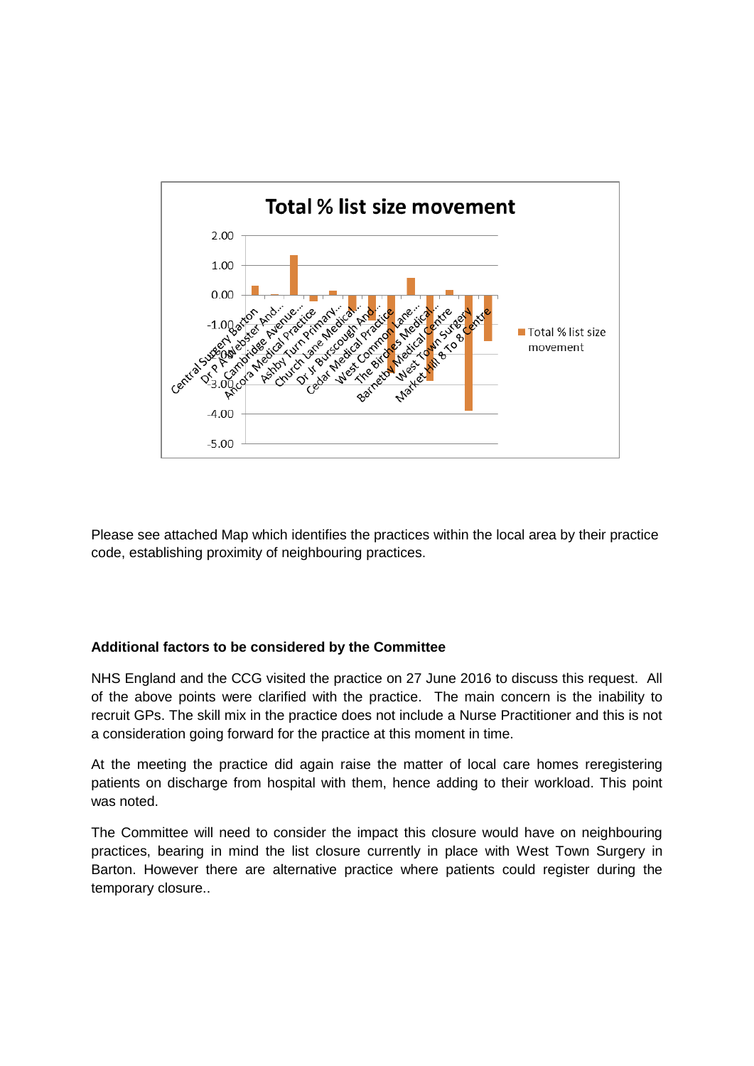Please see attached Map which identifies the practices within the local area by their practice code, establishing proximity of neighbouring practices.

**Additional factors to be considered by the Committee**

NHS England and the CCG visited the practice on 27 June 2016 to discuss this request. All of the above points were clarified with the practice. The main concern is the inability to recruit GPs. The skill mix in the practice does not include a Nurse Practitioner and this is not a consideration going forward for the practice at this moment in time.

At the meeting the practice did again raise the matter of local care homes reregistering patients on discharge from hospital with them, hence adding to their workload. This point was noted.

The Committee will need to consider the impact this closure would have on neighbouring practices, bearing in mind the list closure currently in place with West Town Surgery in Barton. However there are alternative practice where patients could register during the temporary closure..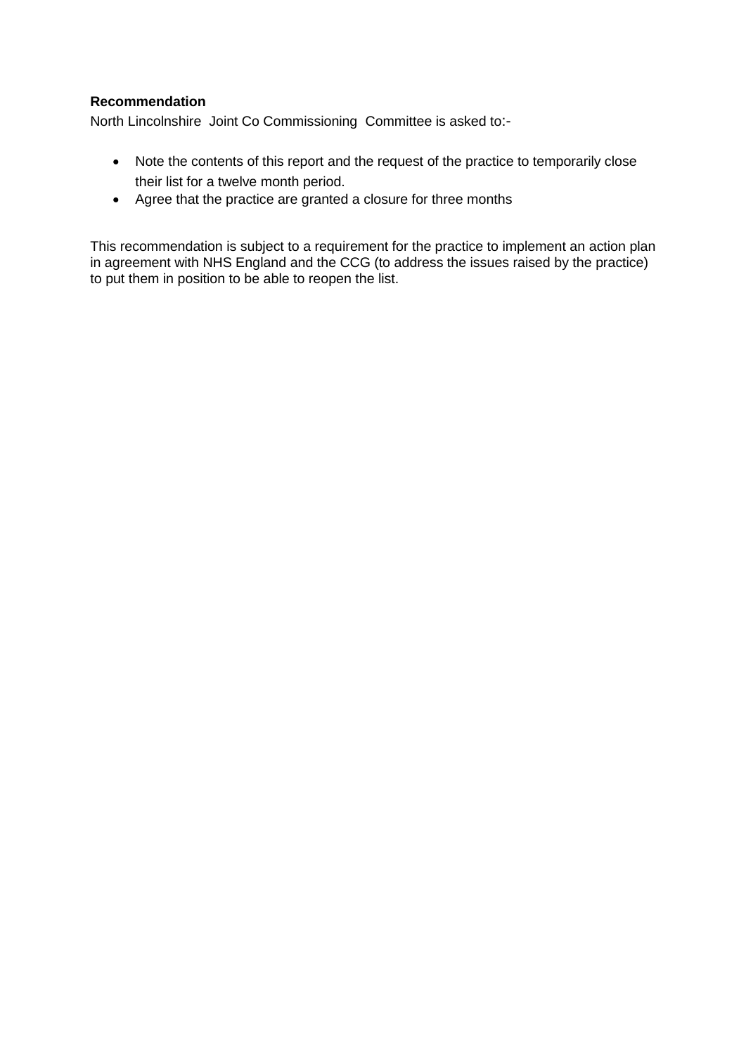**Recommendation**

North Lincolnshire Joint Co Commissioning Committee is asked to:-

- Note the contents of this report and the request of the practice to temporarily close their list for a twelve month period.
- Agree that the practice are granted a closure for three months

This recommendation is subject to a requirement for the practice to implement an action plan in agreement with NHS England and the CCG (to address the issues raised by the practice) to put them in position to be able to reopen the list.